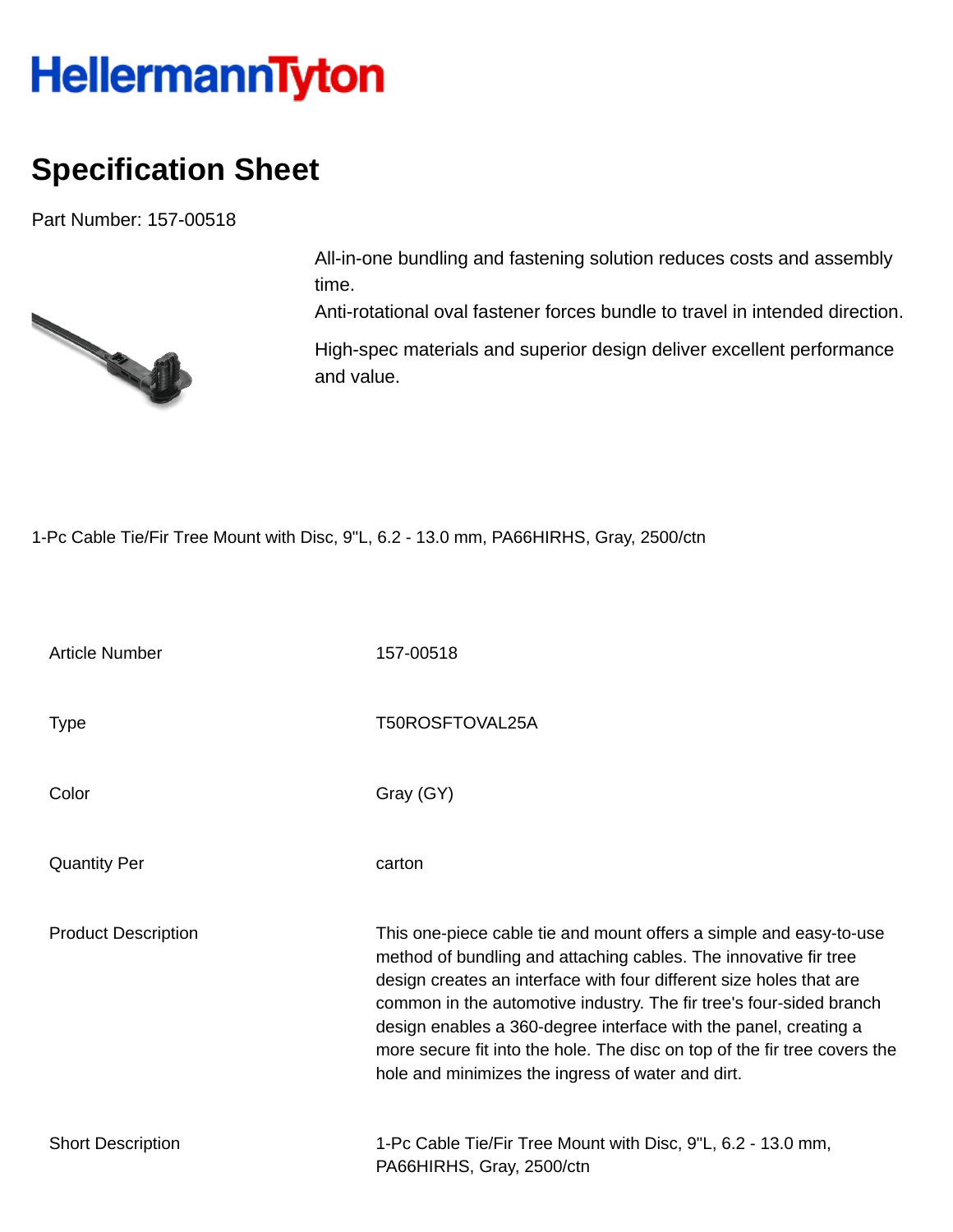HellermannTyton

# Specification Sheet

Part Number: 157-00518

All-in-one bundling and fastening solution reduces costs and assembly time.
Anti-rotational oval fastener forces bundle to travel in intended direction.

High-spec materials and superior design deliver excellent performance and value.

1-Pc Cable Tie/Fir Tree Mount with Disc, 9"L, 6.2 - 13.0 mm, PA66HIRHS, Gray, 2500/ctn

| | |
|---|---|
| Article Number | 157-00518 |
| Type | T50ROSFTOVAL25A |
| Color | Gray (GY) |
| Quantity Per | carton |
| Product Description | This one-piece cable tie and mount offers a simple and easy-to-use method of bundling and attaching cables. The innovative fir tree design creates an interface with four different size holes that are common in the automotive industry. The fir tree's four-sided branch design enables a 360-degree interface with the panel, creating a more secure fit into the hole. The disc on top of the fir tree covers the hole and minimizes the ingress of water and dirt. |
| Short Description | 1-Pc Cable Tie/Fir Tree Mount with Disc, 9"L, 6.2 - 13.0 mm, PA66HIRHS, Gray, 2500/ctn |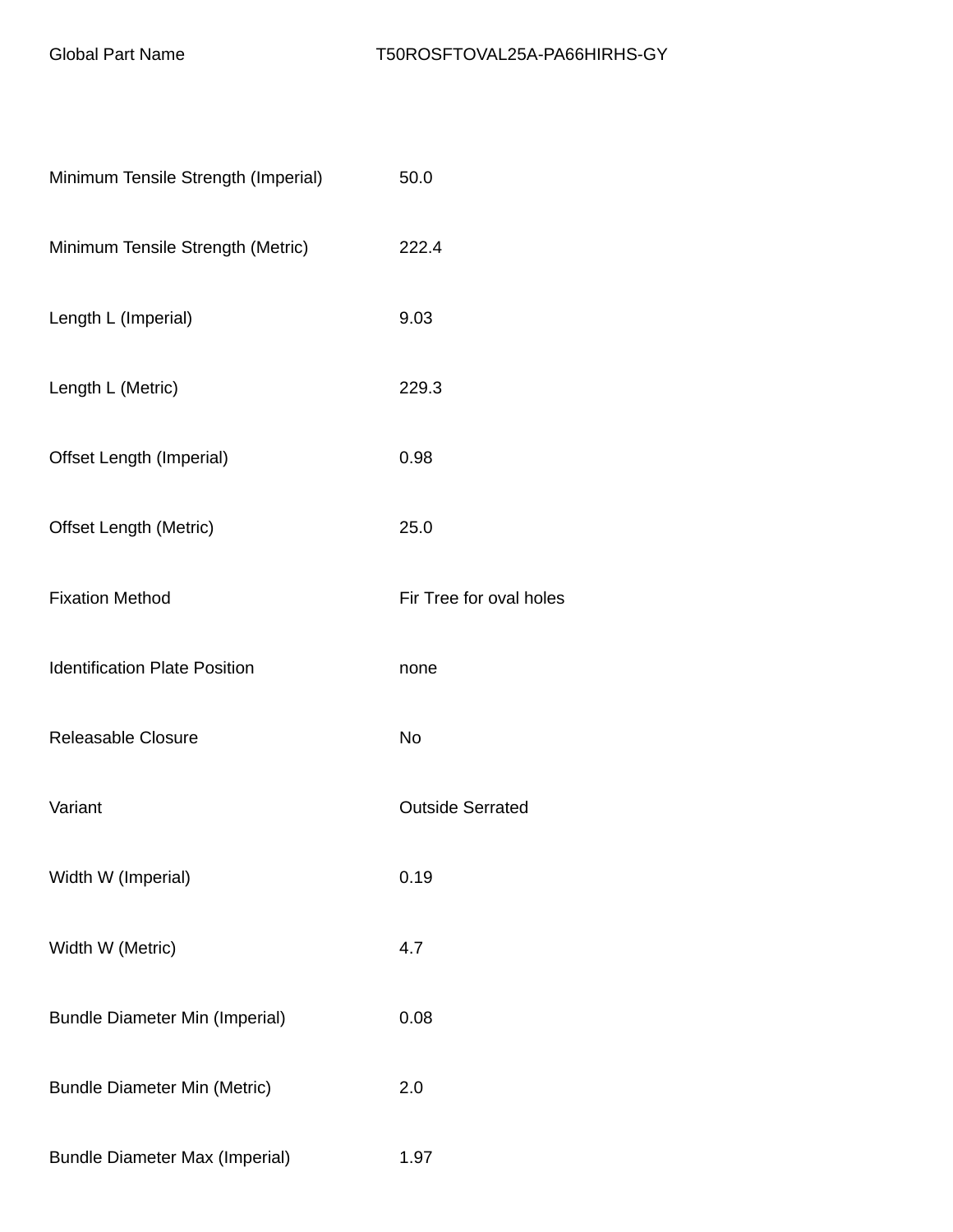| Global Part Name | T50ROSFTOVAL25A-PA66HIRHS-GY |
| --- | --- |
| Minimum Tensile Strength (Imperial) | 50.0 |
| Minimum Tensile Strength (Metric) | 222.4 |
| Length L (Imperial) | 9.03 |
| Length L (Metric) | 229.3 |
| Offset Length (Imperial) | 0.98 |
| Offset Length (Metric) | 25.0 |
| Fixation Method | Fir Tree for oval holes |
| Identification Plate Position | none |
| Releasable Closure | No |
| Variant | Outside Serrated |
| Width W (Imperial) | 0.19 |
| Width W (Metric) | 4.7 |
| Bundle Diameter Min (Imperial) | 0.08 |
| Bundle Diameter Min (Metric) | 2.0 |
| Bundle Diameter Max (Imperial) | 1.97 |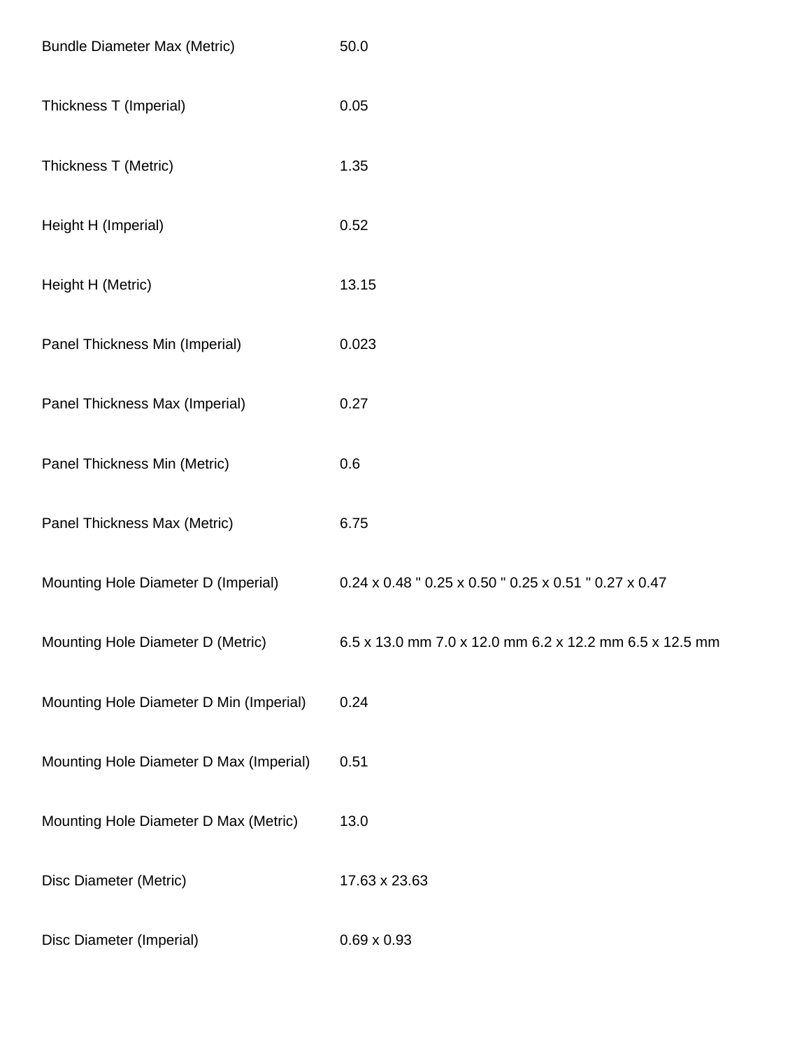| | |
|---|---|
| Bundle Diameter Max (Metric) | 50.0 |
| Thickness T (Imperial) | 0.05 |
| Thickness T (Metric) | 1.35 |
| Height H (Imperial) | 0.52 |
| Height H (Metric) | 13.15 |
| Panel Thickness Min (Imperial) | 0.023 |
| Panel Thickness Max (Imperial) | 0.27 |
| Panel Thickness Min (Metric) | 0.6 |
| Panel Thickness Max (Metric) | 6.75 |
| Mounting Hole Diameter D (Imperial) | 0.24 x 0.48 " 0.25 x 0.50 " 0.25 x 0.51 " 0.27 x 0.47 |
| Mounting Hole Diameter D (Metric) | 6.5 x 13.0 mm 7.0 x 12.0 mm 6.2 x 12.2 mm 6.5 x 12.5 mm |
| Mounting Hole Diameter D Min (Imperial) | 0.24 |
| Mounting Hole Diameter D Max (Imperial) | 0.51 |
| Mounting Hole Diameter D Max (Metric) | 13.0 |
| Disc Diameter (Metric) | 17.63 x 23.63 |
| Disc Diameter (Imperial) | 0.69 x 0.93 |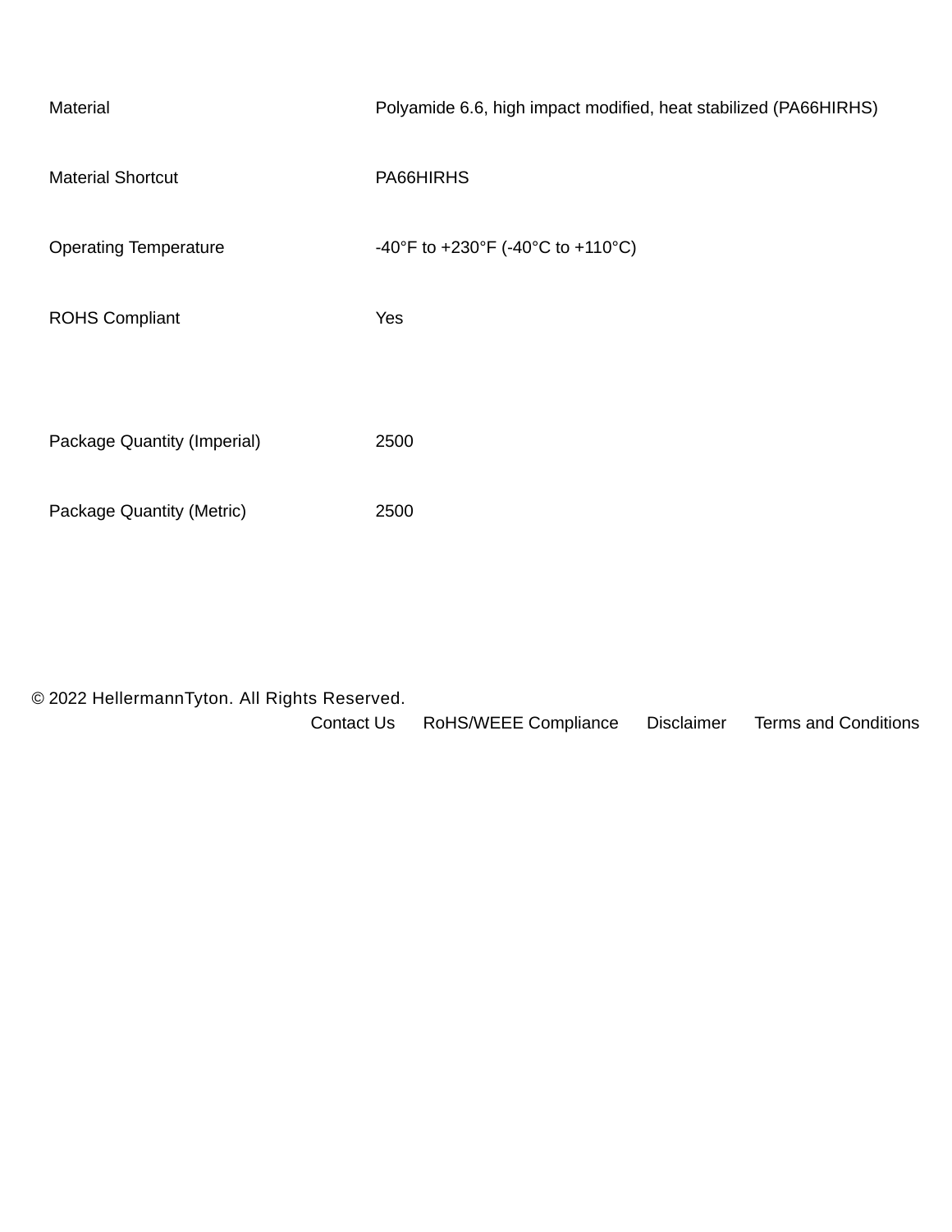| | |
|---|---|
| Material | Polyamide 6.6, high impact modified, heat stabilized (PA66HIRHS) |
| Material Shortcut | PA66HIRHS |
| Operating Temperature | -40°F to +230°F (-40°C to +110°C) |
| ROHS Compliant | Yes |

| | |
|---|---|
| Package Quantity (Imperial) | 2500 |
| Package Quantity (Metric) | 2500 |

© 2022 HellermannTyton. All Rights Reserved.

Contact Us RoHS/WEEE Compliance Disclaimer Terms and Conditions